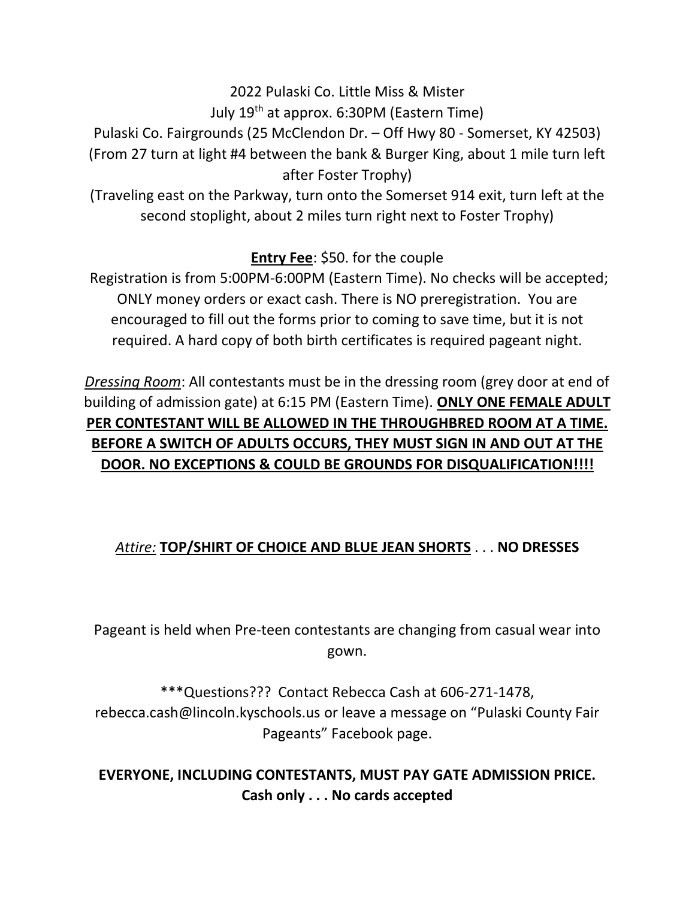2022 Pulaski Co. Little Miss & Mister

July 19th at approx. 6:30PM (Eastern Time)

Pulaski Co. Fairgrounds (25 McClendon Dr. – Off Hwy 80 - Somerset, KY 42503)

(From 27 turn at light #4 between the bank & Burger King, about 1 mile turn left after Foster Trophy)

(Traveling east on the Parkway, turn onto the Somerset 914 exit, turn left at the second stoplight, about 2 miles turn right next to Foster Trophy)

**Entry Fee**: $50. for the couple

Registration is from 5:00PM-6:00PM (Eastern Time). No checks will be accepted; ONLY money orders or exact cash. There is NO preregistration. You are encouraged to fill out the forms prior to coming to save time, but it is not required. A hard copy of both birth certificates is required pageant night.

*Dressing Room*: All contestants must be in the dressing room (grey door at end of building of admission gate) at 6:15 PM (Eastern Time). **ONLY ONE FEMALE ADULT PER CONTESTANT WILL BE ALLOWED IN THE THROUGHBRED ROOM AT A TIME. BEFORE A SWITCH OF ADULTS OCCURS, THEY MUST SIGN IN AND OUT AT THE DOOR. NO EXCEPTIONS & COULD BE GROUNDS FOR DISQUALIFICATION!!!!**

*Attire:* **TOP/SHIRT OF CHOICE AND BLUE JEAN SHORTS** . . . **NO DRESSES**

Pageant is held when Pre-teen contestants are changing from casual wear into gown.

***Questions??? Contact Rebecca Cash at 606-271-1478, rebecca.cash@lincoln.kyschools.us or leave a message on "Pulaski County Fair Pageants" Facebook page.

**EVERYONE, INCLUDING CONTESTANTS, MUST PAY GATE ADMISSION PRICE. Cash only . . . No cards accepted**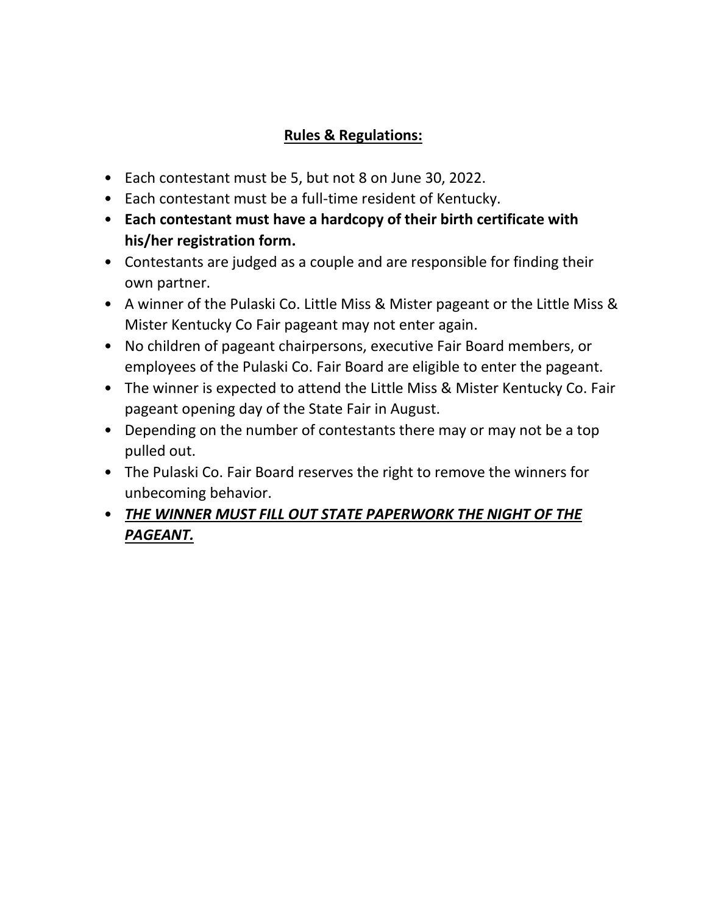## Rules & Regulations:

- Each contestant must be 5, but not 8 on June 30, 2022.
- Each contestant must be a full-time resident of Kentucky.
- **Each contestant must have a hardcopy of their birth certificate with his/her registration form.**
- Contestants are judged as a couple and are responsible for finding their own partner.
- A winner of the Pulaski Co. Little Miss & Mister pageant or the Little Miss & Mister Kentucky Co Fair pageant may not enter again.
- No children of pageant chairpersons, executive Fair Board members, or employees of the Pulaski Co. Fair Board are eligible to enter the pageant.
- The winner is expected to attend the Little Miss & Mister Kentucky Co. Fair pageant opening day of the State Fair in August.
- Depending on the number of contestants there may or may not be a top pulled out.
- The Pulaski Co. Fair Board reserves the right to remove the winners for unbecoming behavior.
- ***THE WINNER MUST FILL OUT STATE PAPERWORK THE NIGHT OF THE PAGEANT.***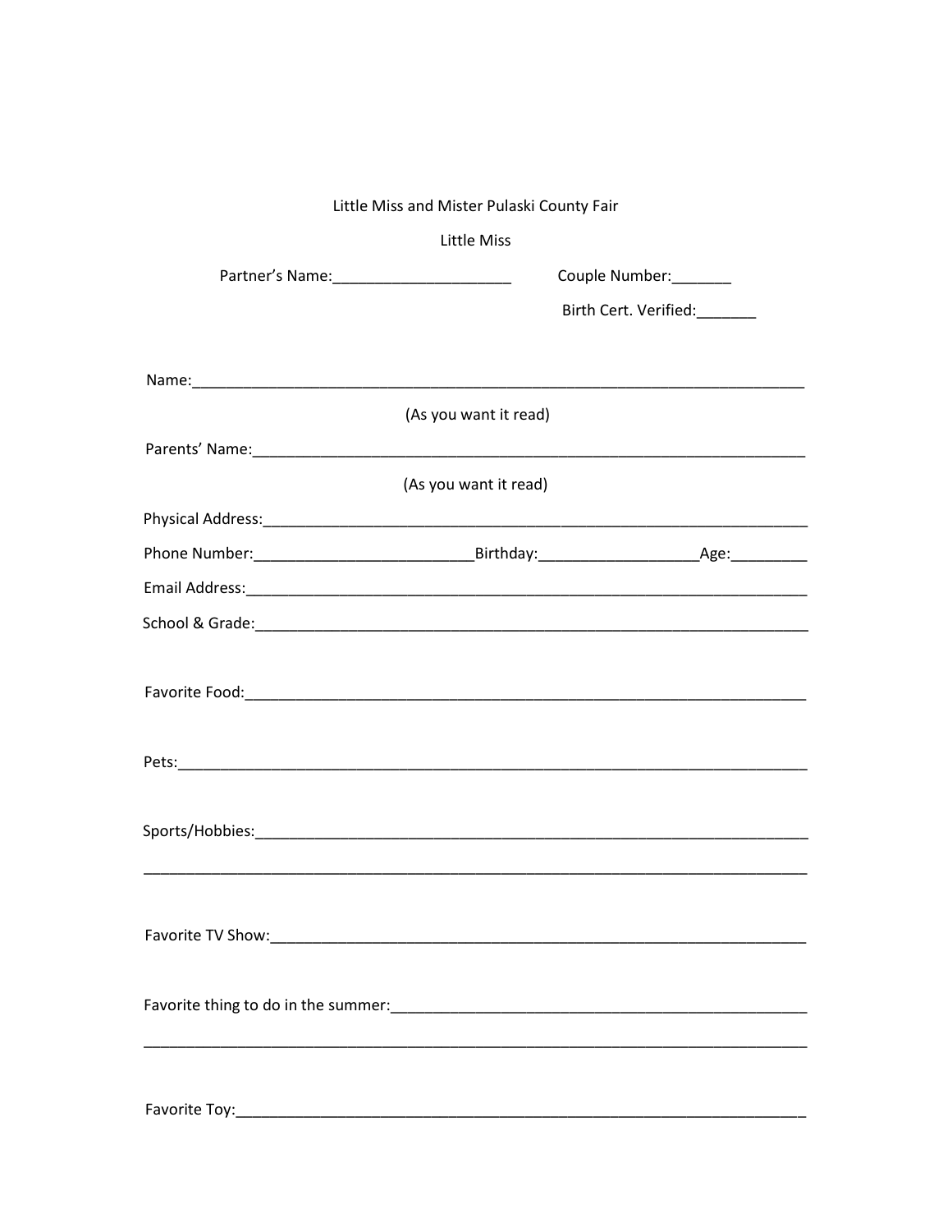Little Miss and Mister Pulaski County Fair

Little Miss

Partner's Name:_____________________ Couple Number:_______

Birth Cert. Verified:_______

Name:___________________________________________________________________________

(As you want it read)

Parents' Name:____________________________________________________________________

(As you want it read)

Physical Address:__________________________________________________________________

Phone Number:__________________________Birthday:__________________Age:_________

Email Address:_____________________________________________________________________

School & Grade:____________________________________________________________________

Favorite Food:_____________________________________________________________________

Pets:_____________________________________________________________________________

Sports/Hobbies:____________________________________________________________________

__________________________________________________________________________________

Favorite TV Show:__________________________________________________________________

Favorite thing to do in the summer:___________________________________________________

__________________________________________________________________________________

Favorite Toy:_______________________________________________________________________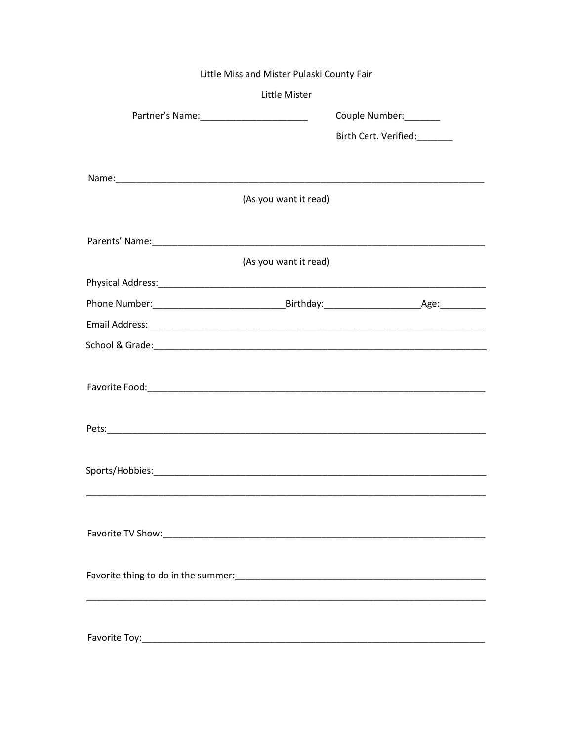Little Miss and Mister Pulaski County Fair

Little Mister

Partner's Name:_____________________ Couple Number:_______

Birth Cert. Verified:_______

Name:___________________________________________________________________________

(As you want it read)

Parents' Name:____________________________________________________________________

(As you want it read)

Physical Address:__________________________________________________________________

Phone Number:_________________________Birthday:__________________Age:_________

Email Address:____________________________________________________________________

School & Grade:___________________________________________________________________

Favorite Food:____________________________________________________________________

Pets:_____________________________________________________________________________

Sports/Hobbies:____________________________________________________________________

_________________________________________________________________________________

Favorite TV Show:__________________________________________________________________

Favorite thing to do in the summer:___________________________________________________

_________________________________________________________________________________

Favorite Toy:______________________________________________________________________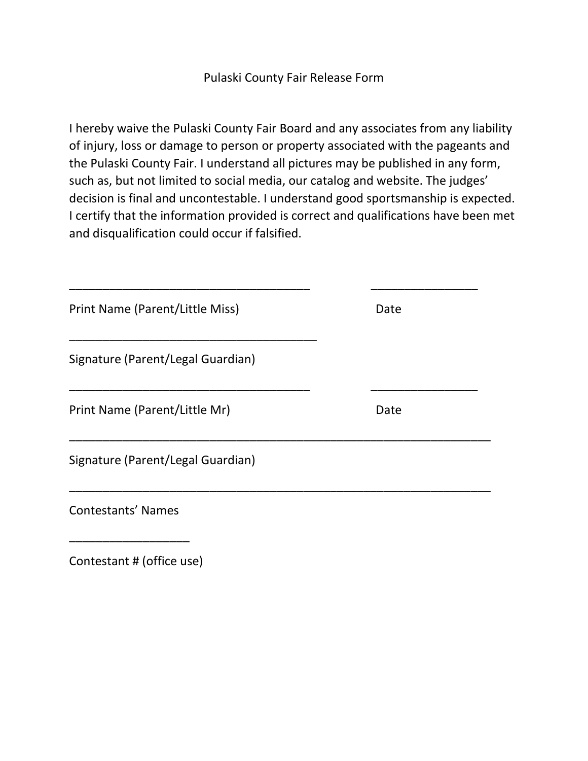# Pulaski County Fair Release Form

I hereby waive the Pulaski County Fair Board and any associates from any liability of injury, loss or damage to person or property associated with the pageants and the Pulaski County Fair. I understand all pictures may be published in any form, such as, but not limited to social media, our catalog and website. The judges' decision is final and uncontestable. I understand good sportsmanship is expected. I certify that the information provided is correct and qualifications have been met and disqualification could occur if falsified.

_____________________________________ &nbsp;&nbsp;&nbsp;&nbsp;&nbsp;&nbsp;&nbsp;&nbsp; ________________

Print Name (Parent/Little Miss) &nbsp;&nbsp;&nbsp;&nbsp;&nbsp;&nbsp;&nbsp;&nbsp;&nbsp;&nbsp;&nbsp;&nbsp;&nbsp;&nbsp;&nbsp;&nbsp;&nbsp;&nbsp;&nbsp;&nbsp; Date

______________________________________

Signature (Parent/Legal Guardian)

_____________________________________ &nbsp;&nbsp;&nbsp;&nbsp;&nbsp;&nbsp;&nbsp;&nbsp; ________________

Print Name (Parent/Little Mr) &nbsp;&nbsp;&nbsp;&nbsp;&nbsp;&nbsp;&nbsp;&nbsp;&nbsp;&nbsp;&nbsp;&nbsp;&nbsp;&nbsp;&nbsp;&nbsp;&nbsp;&nbsp;&nbsp;&nbsp;&nbsp;&nbsp;&nbsp; Date

_________________________________________________________________

Signature (Parent/Legal Guardian)

_________________________________________________________________

Contestants' Names

__________________

Contestant # (office use)